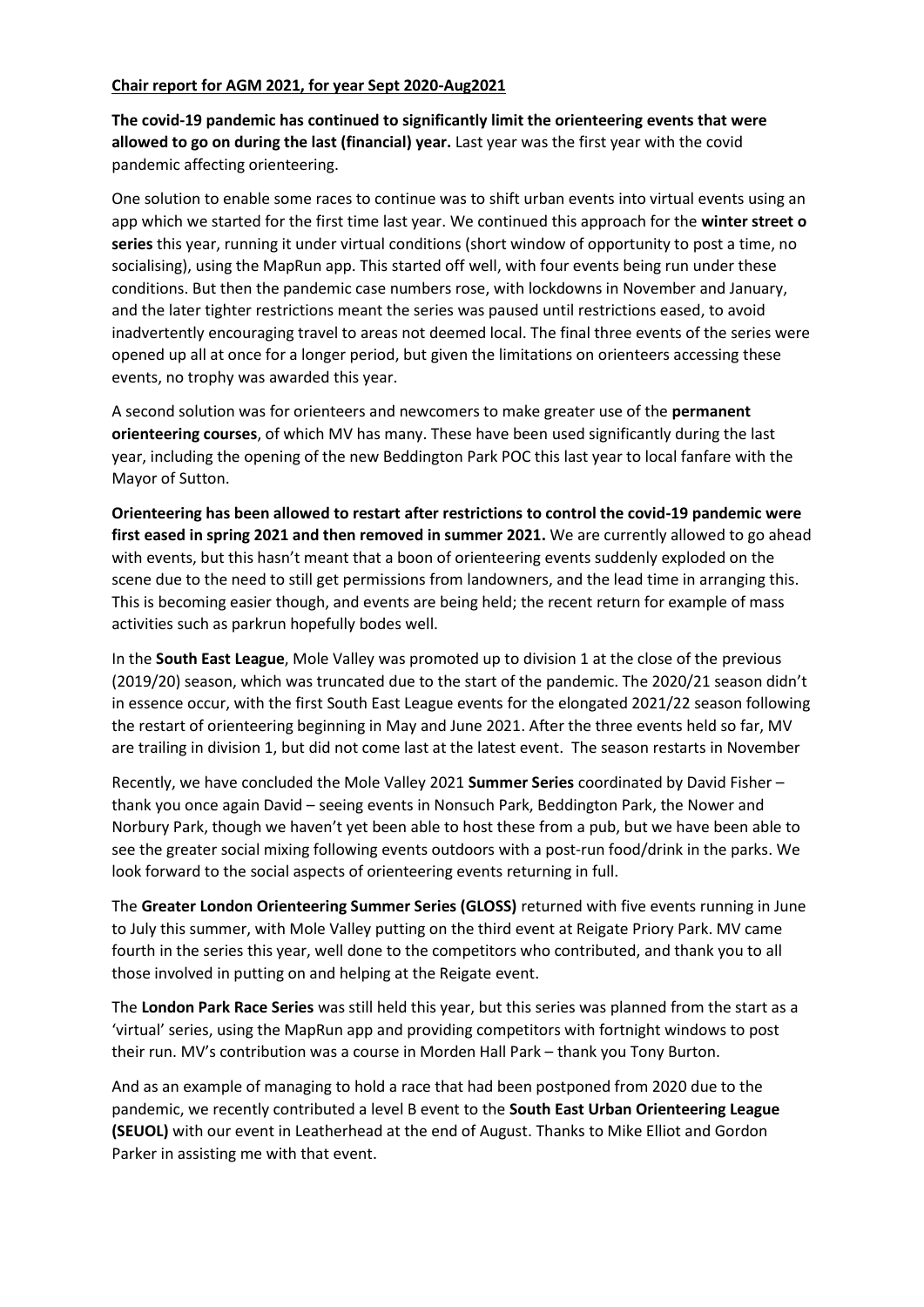**Chair report for AGM 2021, for year Sept 2020-Aug2021**

**The covid-19 pandemic has continued to significantly limit the orienteering events that were allowed to go on during the last (financial) year.** Last year was the first year with the covid pandemic affecting orienteering.

One solution to enable some races to continue was to shift urban events into virtual events using an app which we started for the first time last year. We continued this approach for the **winter street o series** this year, running it under virtual conditions (short window of opportunity to post a time, no socialising), using the MapRun app. This started off well, with four events being run under these conditions. But then the pandemic case numbers rose, with lockdowns in November and January, and the later tighter restrictions meant the series was paused until restrictions eased, to avoid inadvertently encouraging travel to areas not deemed local. The final three events of the series were opened up all at once for a longer period, but given the limitations on orienteers accessing these events, no trophy was awarded this year.

A second solution was for orienteers and newcomers to make greater use of the **permanent orienteering courses**, of which MV has many. These have been used significantly during the last year, including the opening of the new Beddington Park POC this last year to local fanfare with the Mayor of Sutton.

**Orienteering has been allowed to restart after restrictions to control the covid-19 pandemic were first eased in spring 2021 and then removed in summer 2021.** We are currently allowed to go ahead with events, but this hasn't meant that a boon of orienteering events suddenly exploded on the scene due to the need to still get permissions from landowners, and the lead time in arranging this. This is becoming easier though, and events are being held; the recent return for example of mass activities such as parkrun hopefully bodes well.

In the **South East League**, Mole Valley was promoted up to division 1 at the close of the previous (2019/20) season, which was truncated due to the start of the pandemic. The 2020/21 season didn't in essence occur, with the first South East League events for the elongated 2021/22 season following the restart of orienteering beginning in May and June 2021. After the three events held so far, MV are trailing in division 1, but did not come last at the latest event. The season restarts in November

Recently, we have concluded the Mole Valley 2021 **Summer Series** coordinated by David Fisher – thank you once again David – seeing events in Nonsuch Park, Beddington Park, the Nower and Norbury Park, though we haven't yet been able to host these from a pub, but we have been able to see the greater social mixing following events outdoors with a post-run food/drink in the parks. We look forward to the social aspects of orienteering events returning in full.

The **Greater London Orienteering Summer Series (GLOSS)** returned with five events running in June to July this summer, with Mole Valley putting on the third event at Reigate Priory Park. MV came fourth in the series this year, well done to the competitors who contributed, and thank you to all those involved in putting on and helping at the Reigate event.

The **London Park Race Series** was still held this year, but this series was planned from the start as a 'virtual' series, using the MapRun app and providing competitors with fortnight windows to post their run. MV's contribution was a course in Morden Hall Park – thank you Tony Burton.

And as an example of managing to hold a race that had been postponed from 2020 due to the pandemic, we recently contributed a level B event to the **South East Urban Orienteering League (SEUOL)** with our event in Leatherhead at the end of August. Thanks to Mike Elliot and Gordon Parker in assisting me with that event.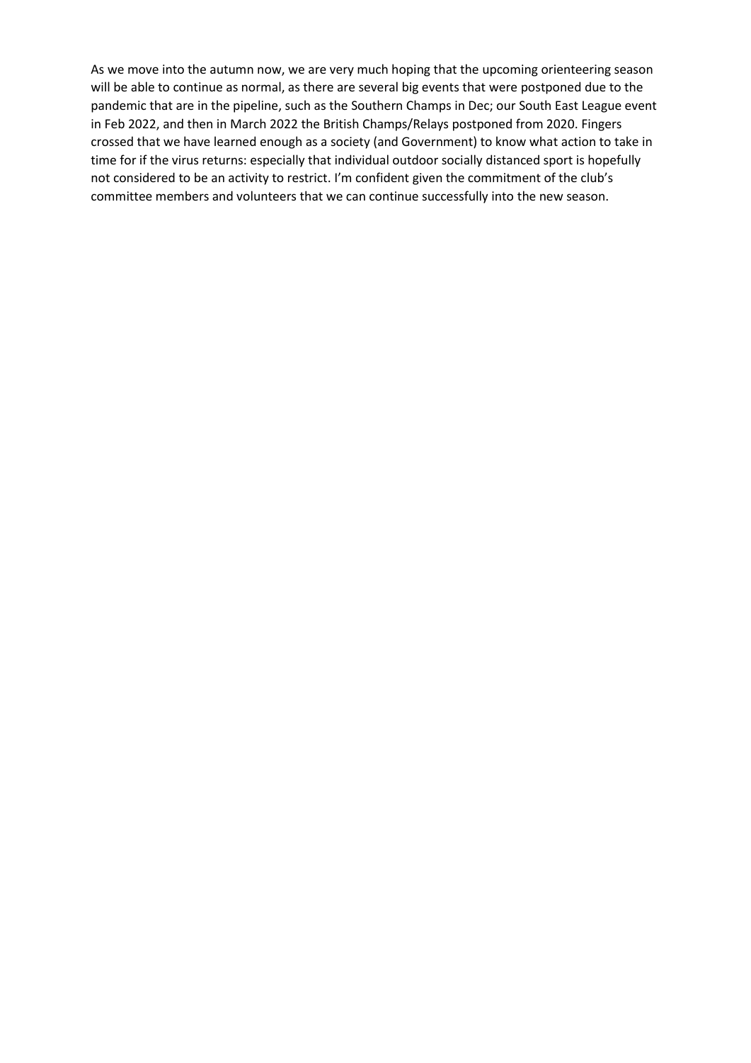As we move into the autumn now, we are very much hoping that the upcoming orienteering season will be able to continue as normal, as there are several big events that were postponed due to the pandemic that are in the pipeline, such as the Southern Champs in Dec; our South East League event in Feb 2022, and then in March 2022 the British Champs/Relays postponed from 2020. Fingers crossed that we have learned enough as a society (and Government) to know what action to take in time for if the virus returns: especially that individual outdoor socially distanced sport is hopefully not considered to be an activity to restrict. I'm confident given the commitment of the club's committee members and volunteers that we can continue successfully into the new season.